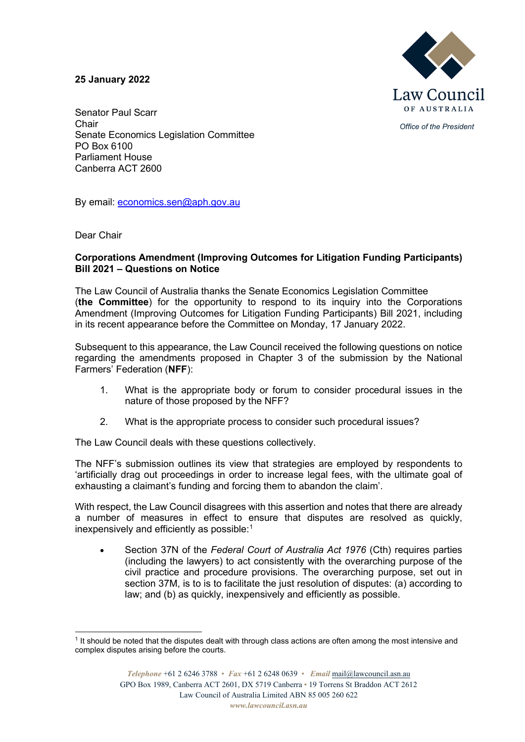**25 January 2022**

Law Council OF AUSTRALIA

*Office of the President*

Senator Paul Scarr
Chair
Senate Economics Legislation Committee
PO Box 6100
Parliament House
Canberra ACT 2600

By email: economics.sen@aph.gov.au

Dear Chair

**Corporations Amendment (Improving Outcomes for Litigation Funding Participants) Bill 2021 – Questions on Notice**

The Law Council of Australia thanks the Senate Economics Legislation Committee (**the Committee**) for the opportunity to respond to its inquiry into the Corporations Amendment (Improving Outcomes for Litigation Funding Participants) Bill 2021, including in its recent appearance before the Committee on Monday, 17 January 2022.

Subsequent to this appearance, the Law Council received the following questions on notice regarding the amendments proposed in Chapter 3 of the submission by the National Farmers' Federation (**NFF**):

1. What is the appropriate body or forum to consider procedural issues in the nature of those proposed by the NFF?

2. What is the appropriate process to consider such procedural issues?

The Law Council deals with these questions collectively.

The NFF's submission outlines its view that strategies are employed by respondents to 'artificially drag out proceedings in order to increase legal fees, with the ultimate goal of exhausting a claimant's funding and forcing them to abandon the claim'.

With respect, the Law Council disagrees with this assertion and notes that there are already a number of measures in effect to ensure that disputes are resolved as quickly, inexpensively and efficiently as possible:[1]

- Section 37N of the *Federal Court of Australia Act 1976* (Cth) requires parties (including the lawyers) to act consistently with the overarching purpose of the civil practice and procedure provisions. The overarching purpose, set out in section 37M, is to is to facilitate the just resolution of disputes: (a) according to law; and (b) as quickly, inexpensively and efficiently as possible.

[1] It should be noted that the disputes dealt with through class actions are often among the most intensive and complex disputes arising before the courts.

*Telephone* +61 2 6246 3788 • *Fax* +61 2 6248 0639 • *Email* mail@lawcouncil.asn.au
GPO Box 1989, Canberra ACT 2601, DX 5719 Canberra • 19 Torrens St Braddon ACT 2612
Law Council of Australia Limited ABN 85 005 260 622
*www.lawcouncil.asn.au*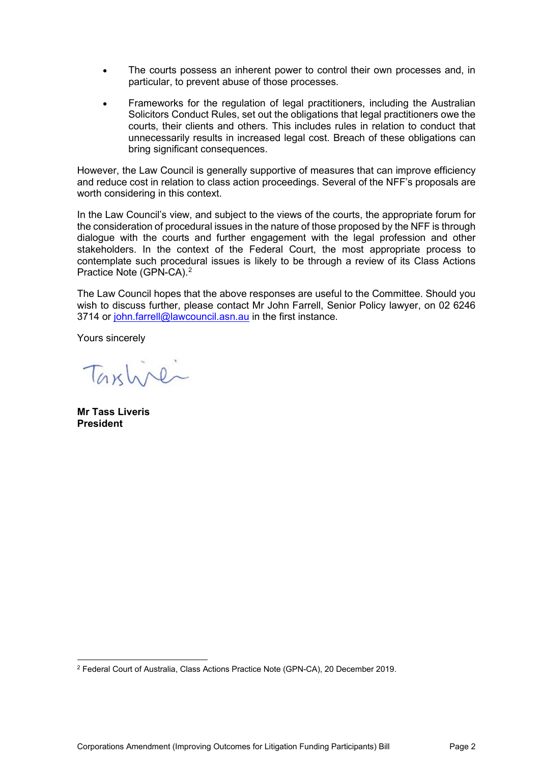- The courts possess an inherent power to control their own processes and, in particular, to prevent abuse of those processes.
- Frameworks for the regulation of legal practitioners, including the Australian Solicitors Conduct Rules, set out the obligations that legal practitioners owe the courts, their clients and others. This includes rules in relation to conduct that unnecessarily results in increased legal cost. Breach of these obligations can bring significant consequences.

However, the Law Council is generally supportive of measures that can improve efficiency and reduce cost in relation to class action proceedings. Several of the NFF's proposals are worth considering in this context.

In the Law Council's view, and subject to the views of the courts, the appropriate forum for the consideration of procedural issues in the nature of those proposed by the NFF is through dialogue with the courts and further engagement with the legal profession and other stakeholders. In the context of the Federal Court, the most appropriate process to contemplate such procedural issues is likely to be through a review of its Class Actions Practice Note (GPN-CA).[2]

The Law Council hopes that the above responses are useful to the Committee. Should you wish to discuss further, please contact Mr John Farrell, Senior Policy lawyer, on 02 6246 3714 or john.farrell@lawcouncil.asn.au in the first instance.

Yours sincerely

**Mr Tass Liveris**
**President**

---

[2] Federal Court of Australia, Class Actions Practice Note (GPN-CA), 20 December 2019.